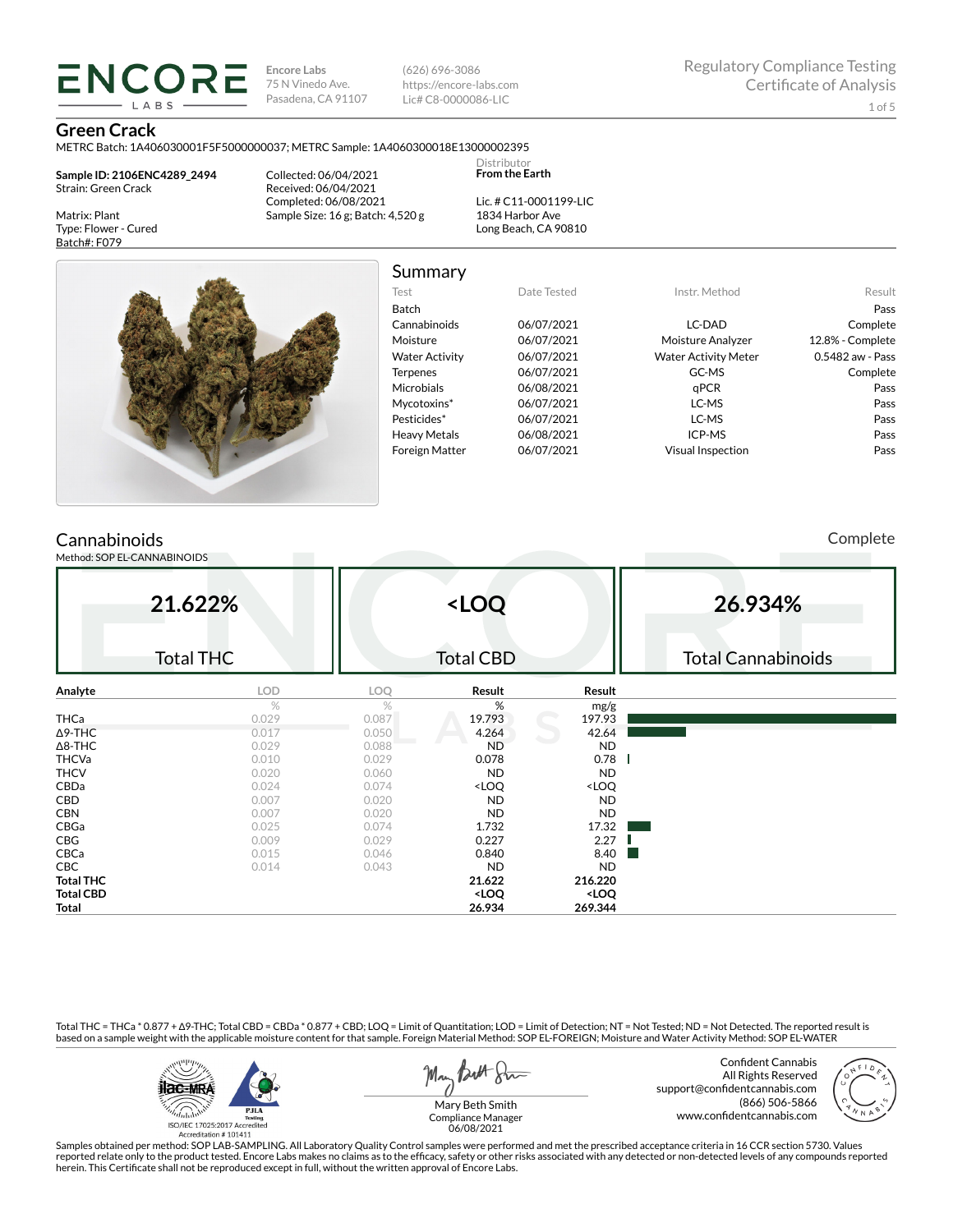**Encore Labs**
75 N Vinedo Ave.
Pasadena, CA 91107

(626) 696-3086
https://encore-labs.com
Lic# C8-0000086-LIC

Regulatory Compliance Testing
Certificate of Analysis

# Green Crack

METRC Batch: 1A406030001F5F5000000037; METRC Sample: 1A4060300018E13000002395

**Sample ID: 2106ENC4289_2494**
Strain: Green Crack

Matrix: Plant
Type: Flower - Cured
Batch#: F079

Collected: 06/04/2021
Received: 06/04/2021
Completed: 06/08/2021
Sample Size: 16 g; Batch: 4,520 g

Distributor
**From the Earth**

Lic. # C11-0001199-LIC
1834 Harbor Ave
Long Beach, CA 90810

## Summary

| Test | Date Tested | Instr. Method | Result |
|---|---|---|---|
| Batch | | | Pass |
| Cannabinoids | 06/07/2021 | LC-DAD | Complete |
| Moisture | 06/07/2021 | Moisture Analyzer | 12.8% - Complete |
| Water Activity | 06/07/2021 | Water Activity Meter | 0.5482 aw - Pass |
| Terpenes | 06/07/2021 | GC-MS | Complete |
| Microbials | 06/08/2021 | qPCR | Pass |
| Mycotoxins* | 06/07/2021 | LC-MS | Pass |
| Pesticides* | 06/07/2021 | LC-MS | Pass |
| Heavy Metals | 06/08/2021 | ICP-MS | Pass |
| Foreign Matter | 06/07/2021 | Visual Inspection | Pass |

## Cannabinoids

Complete

Method: SOP EL-CANNABINOIDS

| 21.622% | <LOQ | 26.934% |
|---|---|---|
| Total THC | Total CBD | Total Cannabinoids |

| Analyte | LOD | LOQ | Result | Result |
|---|---|---|---|---|
| | % | % | % | mg/g |
| THCa | 0.029 | 0.087 | 19.793 | 197.93 |
| Δ9-THC | 0.017 | 0.050 | 4.264 | 42.64 |
| Δ8-THC | 0.029 | 0.088 | ND | ND |
| THCVa | 0.010 | 0.029 | 0.078 | 0.78 |
| THCV | 0.020 | 0.060 | ND | ND |
| CBDa | 0.024 | 0.074 | <LOQ | <LOQ |
| CBD | 0.007 | 0.020 | ND | ND |
| CBN | 0.007 | 0.020 | ND | ND |
| CBGa | 0.025 | 0.074 | 1.732 | 17.32 |
| CBG | 0.009 | 0.029 | 0.227 | 2.27 |
| CBCa | 0.015 | 0.046 | 0.840 | 8.40 |
| CBC | 0.014 | 0.043 | ND | ND |
| **Total THC** | | | **21.622** | **216.220** |
| **Total CBD** | | | **<LOQ** | **<LOQ** |
| **Total** | | | **26.934** | **269.344** |

Total THC = THCa * 0.877 + Δ9-THC; Total CBD = CBDa * 0.877 + CBD; LOQ = Limit of Quantitation; LOD = Limit of Detection; NT = Not Tested; ND = Not Detected. The reported result is based on a sample weight with the applicable moisture content for that sample. Foreign Material Method: SOP EL-FOREIGN; Moisture and Water Activity Method: SOP EL-WATER

ISO/IEC 17025:2017 Accredited
Accreditation # 101411

Mary Beth Smith
Compliance Manager
06/08/2021

Confident Cannabis
All Rights Reserved
support@confidentcannabis.com
(866) 506-5866
www.confidentcannabis.com

Samples obtained per method: SOP LAB-SAMPLING. All Laboratory Quality Control samples were performed and met the prescribed acceptance criteria in 16 CCR section 5730. Values reported relate only to the product tested. Encore Labs makes no claims as to the efficacy, safety or other risks associated with any detected or non-detected levels of any compounds reported herein. This Certificate shall not be reproduced except in full, without the written approval of Encore Labs.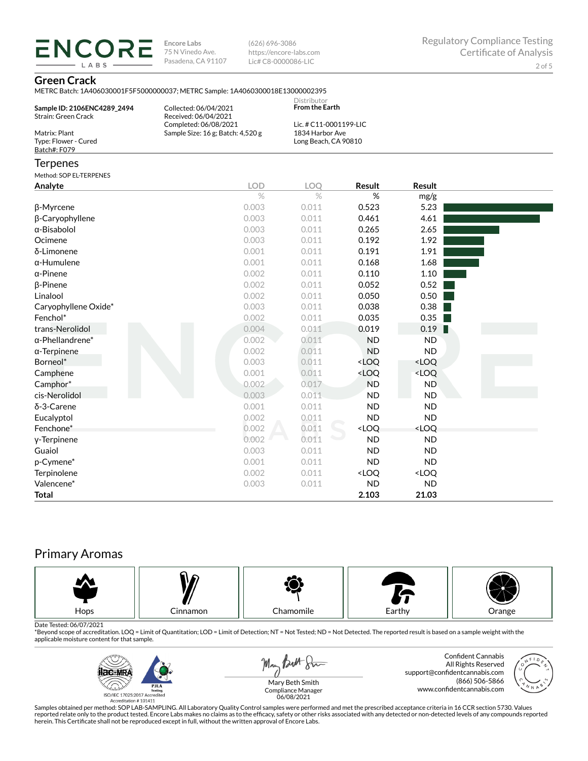**ENCORE LABS**

Encore Labs
75 N Vinedo Ave.
Pasadena, CA 91107

(626) 696-3086
https://encore-labs.com
Lic# C8-0000086-LIC

Regulatory Compliance Testing
Certificate of Analysis

## Green Crack

METRC Batch: 1A406030001F5F5000000037; METRC Sample: 1A4060300018E13000002395

**Sample ID: 2106ENC4289_2494**
Strain: Green Crack

Matrix: Plant
Type: Flower - Cured
Batch#: F079

Collected: 06/04/2021
Received: 06/04/2021
Completed: 06/08/2021
Sample Size: 16 g; Batch: 4,520 g

Distributor
**From the Earth**

Lic. # C11-0001199-LIC
1834 Harbor Ave
Long Beach, CA 90810

## Terpenes

Method: SOP EL-TERPENES

| Analyte | LOD | LOQ | Result | Result |
|---|---|---|---|---|
| | % | % | % | mg/g |
| β-Myrcene | 0.003 | 0.011 | 0.523 | 5.23 |
| β-Caryophyllene | 0.003 | 0.011 | 0.461 | 4.61 |
| α-Bisabolol | 0.003 | 0.011 | 0.265 | 2.65 |
| Ocimene | 0.003 | 0.011 | 0.192 | 1.92 |
| δ-Limonene | 0.001 | 0.011 | 0.191 | 1.91 |
| α-Humulene | 0.001 | 0.011 | 0.168 | 1.68 |
| α-Pinene | 0.002 | 0.011 | 0.110 | 1.10 |
| β-Pinene | 0.002 | 0.011 | 0.052 | 0.52 |
| Linalool | 0.002 | 0.011 | 0.050 | 0.50 |
| Caryophyllene Oxide* | 0.003 | 0.011 | 0.038 | 0.38 |
| Fenchol* | 0.002 | 0.011 | 0.035 | 0.35 |
| trans-Nerolidol | 0.004 | 0.011 | 0.019 | 0.19 |
| α-Phellandrene* | 0.002 | 0.011 | ND | ND |
| α-Terpinene | 0.002 | 0.011 | ND | ND |
| Borneol* | 0.003 | 0.011 | <LOQ | <LOQ |
| Camphene | 0.001 | 0.011 | <LOQ | <LOQ |
| Camphor* | 0.002 | 0.017 | ND | ND |
| cis-Nerolidol | 0.003 | 0.011 | ND | ND |
| δ-3-Carene | 0.001 | 0.011 | ND | ND |
| Eucalyptol | 0.002 | 0.011 | ND | ND |
| Fenchone* | 0.002 | 0.011 | <LOQ | <LOQ |
| γ-Terpinene | 0.002 | 0.011 | ND | ND |
| Guaiol | 0.003 | 0.011 | ND | ND |
| p-Cymene* | 0.001 | 0.011 | ND | ND |
| Terpinolene | 0.002 | 0.011 | <LOQ | <LOQ |
| Valencene* | 0.003 | 0.011 | ND | ND |
| **Total** | | | **2.103** | **21.03** |

## Primary Aromas

Hops | Cinnamon | Chamomile | Earthy | Orange

Date Tested: 06/07/2021
*Beyond scope of accreditation. LOQ = Limit of Quantitation; LOD = Limit of Detection; NT = Not Tested; ND = Not Detected. The reported result is based on a sample weight with the applicable moisture content for that sample.

ISO/IEC 17025:2017 Accredited
Accreditation # 101411

Mary Beth Smith
Compliance Manager
06/08/2021

Confident Cannabis
All Rights Reserved
support@confidentcannabis.com
(866) 506-5866
www.confidentcannabis.com

Samples obtained per method: SOP LAB-SAMPLING. All Laboratory Quality Control samples were performed and met the prescribed acceptance criteria in 16 CCR section 5730. Values reported relate only to the product tested. Encore Labs makes no claims as to the efficacy, safety or other risks associated with any detected or non-detected levels of any compounds reported herein. This Certificate shall not be reproduced except in full, without the written approval of Encore Labs.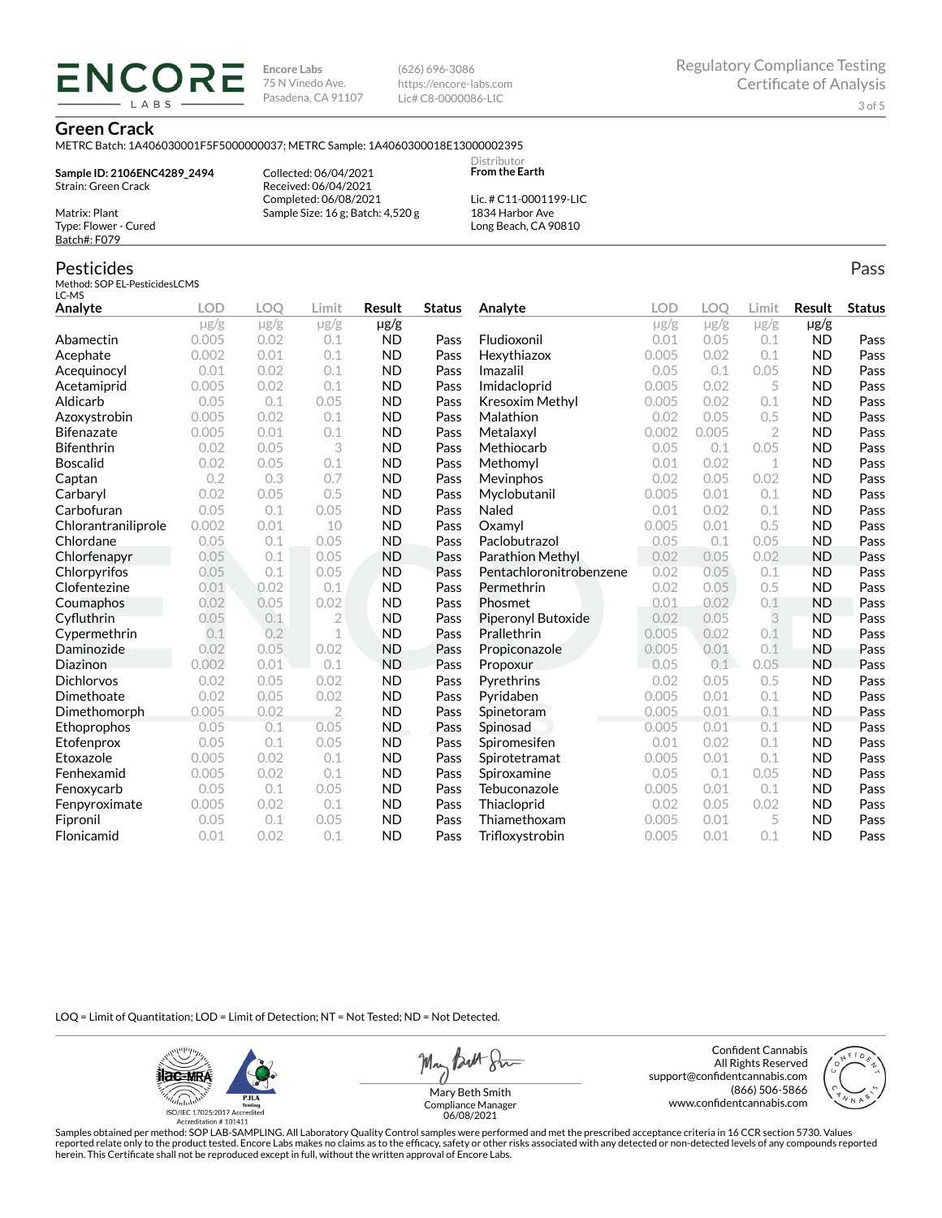Encore Labs
75 N Vinedo Ave.
Pasadena, CA 91107

(626) 696-3086
https://encore-labs.com
Lic# C8-0000086-LIC

Regulatory Compliance Testing
Certificate of Analysis

# Green Crack

METRC Batch: 1A406030001F5F5000000037; METRC Sample: 1A4060300018E13000002395

**Sample ID: 2106ENC4289_2494**
Strain: Green Crack

Matrix: Plant
Type: Flower - Cured
Batch#: F079

Collected: 06/04/2021
Received: 06/04/2021
Completed: 06/08/2021
Sample Size: 16 g; Batch: 4,520 g

Distributor
**From the Earth**

Lic. # C11-0001199-LIC
1834 Harbor Ave
Long Beach, CA 90810

## Pesticides

Pass

Method: SOP EL-PesticidesLCMS
LC-MS

| Analyte | LOD | LOQ | Limit | Result | Status |
|---|---|---|---|---|---|
| | μg/g | μg/g | μg/g | μg/g | |
| Abamectin | 0.005 | 0.02 | 0.1 | ND | Pass |
| Acephate | 0.002 | 0.01 | 0.1 | ND | Pass |
| Acequinocyl | 0.01 | 0.02 | 0.1 | ND | Pass |
| Acetamiprid | 0.005 | 0.02 | 0.1 | ND | Pass |
| Aldicarb | 0.05 | 0.1 | 0.05 | ND | Pass |
| Azoxystrobin | 0.005 | 0.02 | 0.1 | ND | Pass |
| Bifenazate | 0.005 | 0.01 | 0.1 | ND | Pass |
| Bifenthrin | 0.02 | 0.05 | 3 | ND | Pass |
| Boscalid | 0.02 | 0.05 | 0.1 | ND | Pass |
| Captan | 0.2 | 0.3 | 0.7 | ND | Pass |
| Carbaryl | 0.02 | 0.05 | 0.5 | ND | Pass |
| Carbofuran | 0.05 | 0.1 | 0.05 | ND | Pass |
| Chlorantraniliprole | 0.002 | 0.01 | 10 | ND | Pass |
| Chlordane | 0.05 | 0.1 | 0.05 | ND | Pass |
| Chlorfenapyr | 0.05 | 0.1 | 0.05 | ND | Pass |
| Chlorpyrifos | 0.05 | 0.1 | 0.05 | ND | Pass |
| Clofentezine | 0.01 | 0.02 | 0.1 | ND | Pass |
| Coumaphos | 0.02 | 0.05 | 0.02 | ND | Pass |
| Cyfluthrin | 0.05 | 0.1 | 2 | ND | Pass |
| Cypermethrin | 0.1 | 0.2 | 1 | ND | Pass |
| Daminozide | 0.02 | 0.05 | 0.02 | ND | Pass |
| Diazinon | 0.002 | 0.01 | 0.1 | ND | Pass |
| Dichlorvos | 0.02 | 0.05 | 0.02 | ND | Pass |
| Dimethoate | 0.02 | 0.05 | 0.02 | ND | Pass |
| Dimethomorph | 0.005 | 0.02 | 2 | ND | Pass |
| Ethoprophos | 0.05 | 0.1 | 0.05 | ND | Pass |
| Etofenprox | 0.05 | 0.1 | 0.05 | ND | Pass |
| Etoxazole | 0.005 | 0.02 | 0.1 | ND | Pass |
| Fenhexamid | 0.005 | 0.02 | 0.1 | ND | Pass |
| Fenoxycarb | 0.05 | 0.1 | 0.05 | ND | Pass |
| Fenpyroximate | 0.005 | 0.02 | 0.1 | ND | Pass |
| Fipronil | 0.05 | 0.1 | 0.05 | ND | Pass |
| Flonicamid | 0.01 | 0.02 | 0.1 | ND | Pass |
| Fludioxonil | 0.01 | 0.05 | 0.1 | ND | Pass |
| Hexythiazox | 0.005 | 0.02 | 0.1 | ND | Pass |
| Imazalil | 0.05 | 0.1 | 0.05 | ND | Pass |
| Imidacloprid | 0.005 | 0.02 | 5 | ND | Pass |
| Kresoxim Methyl | 0.005 | 0.02 | 0.1 | ND | Pass |
| Malathion | 0.02 | 0.05 | 0.5 | ND | Pass |
| Metalaxyl | 0.002 | 0.005 | 2 | ND | Pass |
| Methiocarb | 0.05 | 0.1 | 0.05 | ND | Pass |
| Methomyl | 0.01 | 0.02 | 1 | ND | Pass |
| Mevinphos | 0.02 | 0.05 | 0.02 | ND | Pass |
| Myclobutanil | 0.005 | 0.01 | 0.1 | ND | Pass |
| Naled | 0.01 | 0.02 | 0.1 | ND | Pass |
| Oxamyl | 0.005 | 0.01 | 0.5 | ND | Pass |
| Paclobutrazol | 0.05 | 0.1 | 0.05 | ND | Pass |
| Parathion Methyl | 0.02 | 0.05 | 0.02 | ND | Pass |
| Pentachloronitrobenzene | 0.02 | 0.05 | 0.1 | ND | Pass |
| Permethrin | 0.02 | 0.05 | 0.5 | ND | Pass |
| Phosmet | 0.01 | 0.02 | 0.1 | ND | Pass |
| Piperonyl Butoxide | 0.02 | 0.05 | 3 | ND | Pass |
| Prallethrin | 0.005 | 0.02 | 0.1 | ND | Pass |
| Propiconazole | 0.005 | 0.01 | 0.1 | ND | Pass |
| Propoxur | 0.05 | 0.1 | 0.05 | ND | Pass |
| Pyrethrins | 0.02 | 0.05 | 0.5 | ND | Pass |
| Pyridaben | 0.005 | 0.01 | 0.1 | ND | Pass |
| Spinetoram | 0.005 | 0.01 | 0.1 | ND | Pass |
| Spinosad | 0.005 | 0.01 | 0.1 | ND | Pass |
| Spiromesifen | 0.01 | 0.02 | 0.1 | ND | Pass |
| Spirotetramat | 0.005 | 0.01 | 0.1 | ND | Pass |
| Spiroxamine | 0.05 | 0.1 | 0.05 | ND | Pass |
| Tebuconazole | 0.005 | 0.01 | 0.1 | ND | Pass |
| Thiacloprid | 0.02 | 0.05 | 0.02 | ND | Pass |
| Thiamethoxam | 0.005 | 0.01 | 5 | ND | Pass |
| Trifloxystrobin | 0.005 | 0.01 | 0.1 | ND | Pass |

LOQ = Limit of Quantitation; LOD = Limit of Detection; NT = Not Tested; ND = Not Detected.

ISO/IEC 17025:2017 Accredited
Accreditation # 101411

Mary Beth Smith
Compliance Manager
06/08/2021

Confident Cannabis
All Rights Reserved
support@confidentcannabis.com
(866) 506-5866
www.confidentcannabis.com

Samples obtained per method: SOP LAB-SAMPLING. All Laboratory Quality Control samples were performed and met the prescribed acceptance criteria in 16 CCR section 5730. Values reported relate only to the product tested. Encore Labs makes no claims as to the efficacy, safety or other risks associated with any detected or non-detected levels of any compounds reported herein. This Certificate shall not be reproduced except in full, without the written approval of Encore Labs.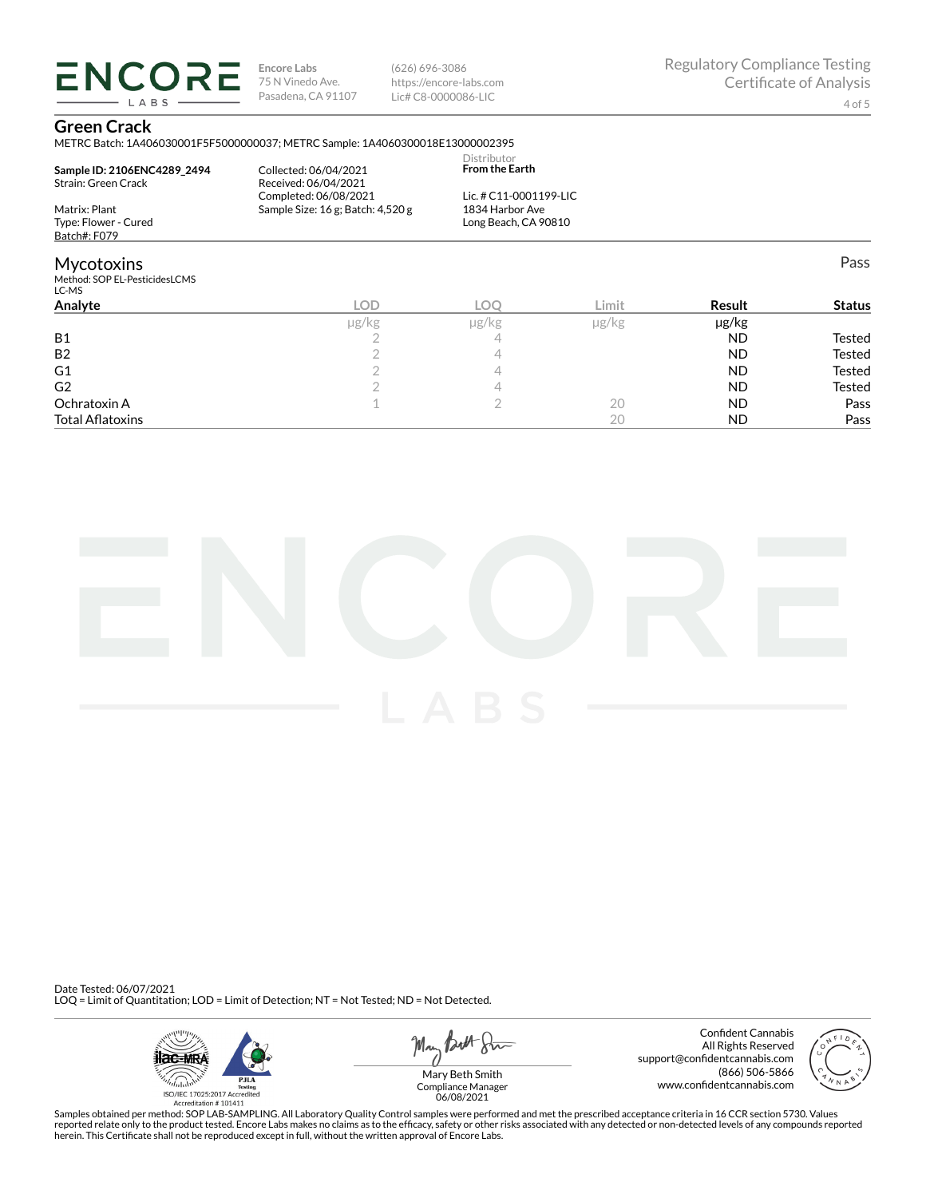**ENCORE LABS**

Encore Labs
75 N Vinedo Ave.
Pasadena, CA 91107

(626) 696-3086
https://encore-labs.com
Lic# C8-0000086-LIC

Regulatory Compliance Testing
Certificate of Analysis

## Green Crack

METRC Batch: 1A406030001F5F5000000037; METRC Sample: 1A4060300018E13000002395

**Sample ID: 2106ENC4289_2494**
Strain: Green Crack

Matrix: Plant
Type: Flower - Cured
Batch#: F079

Collected: 06/04/2021
Received: 06/04/2021
Completed: 06/08/2021
Sample Size: 16 g; Batch: 4,520 g

Distributor
**From the Earth**

Lic. # C11-0001199-LIC
1834 Harbor Ave
Long Beach, CA 90810

## Mycotoxins

Pass

Method: SOP EL-PesticidesLCMS
LC-MS

| Analyte | LOD | LOQ | Limit | Result | Status |
|---|---|---|---|---|---|
| | μg/kg | μg/kg | μg/kg | μg/kg | |
| B1 | 2 | 4 | | ND | Tested |
| B2 | 2 | 4 | | ND | Tested |
| G1 | 2 | 4 | | ND | Tested |
| G2 | 2 | 4 | | ND | Tested |
| Ochratoxin A | 1 | 2 | 20 | ND | Pass |
| Total Aflatoxins | | | 20 | ND | Pass |

Date Tested: 06/07/2021
LOQ = Limit of Quantitation; LOD = Limit of Detection; NT = Not Tested; ND = Not Detected.

ilac-MRA PJLA Testing
ISO/IEC 17025:2017 Accredited
Accreditation # 101411

Mary Beth Smith
Compliance Manager
06/08/2021

Confident Cannabis
All Rights Reserved
support@confidentcannabis.com
(866) 506-5866
www.confidentcannabis.com

Samples obtained per method: SOP LAB-SAMPLING. All Laboratory Quality Control samples were performed and met the prescribed acceptance criteria in 16 CCR section 5730. Values reported relate only to the product tested. Encore Labs makes no claims as to the efficacy, safety or other risks associated with any detected or non-detected levels of any compounds reported herein. This Certificate shall not be reproduced except in full, without the written approval of Encore Labs.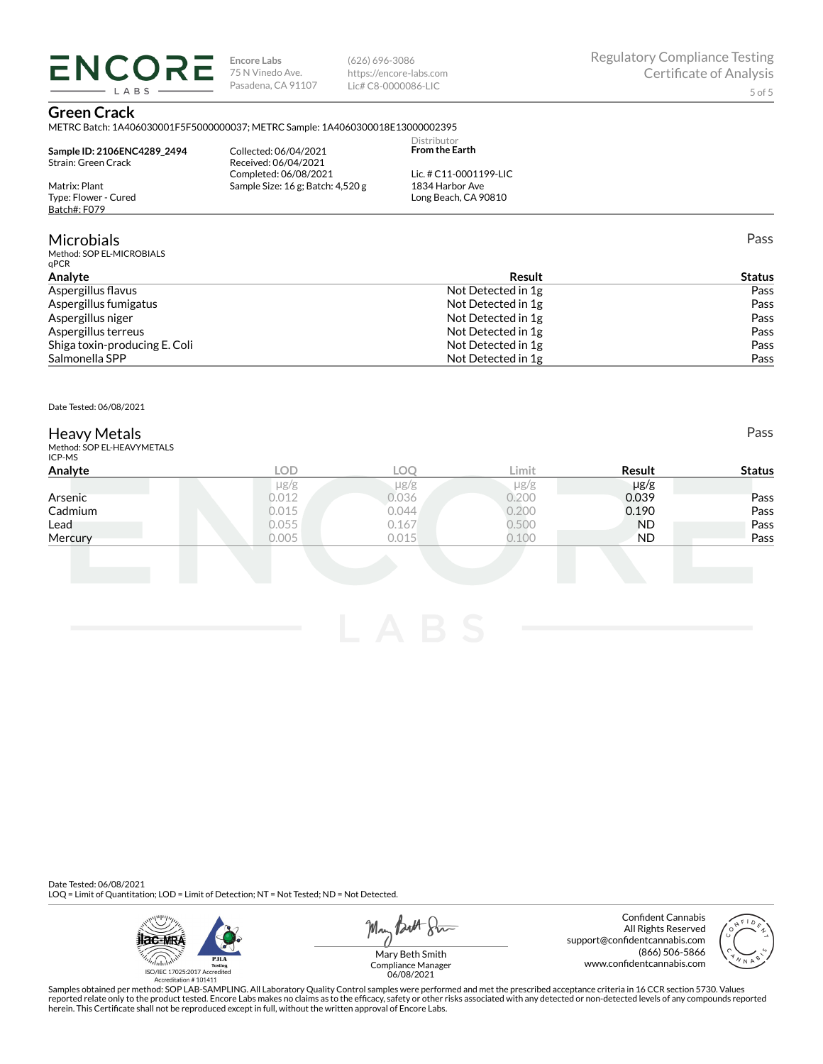Encore Labs
75 N Vinedo Ave.
Pasadena, CA 91107

(626) 696-3086
https://encore-labs.com
Lic# C8-0000086-LIC

Regulatory Compliance Testing
Certificate of Analysis

## Green Crack

METRC Batch: 1A406030001F5F5000000037; METRC Sample: 1A4060300018E13000002395

**Sample ID: 2106ENC4289_2494**
Strain: Green Crack

Matrix: Plant
Type: Flower - Cured
Batch#: F079

Collected: 06/04/2021
Received: 06/04/2021
Completed: 06/08/2021
Sample Size: 16 g; Batch: 4,520 g

Distributor
**From the Earth**

Lic. # C11-0001199-LIC
1834 Harbor Ave
Long Beach, CA 90810

## Microbials

Pass

Method: SOP EL-MICROBIALS
qPCR

| Analyte | Result | Status |
|---|---|---|
| Aspergillus flavus | Not Detected in 1g | Pass |
| Aspergillus fumigatus | Not Detected in 1g | Pass |
| Aspergillus niger | Not Detected in 1g | Pass |
| Aspergillus terreus | Not Detected in 1g | Pass |
| Shiga toxin-producing E. Coli | Not Detected in 1g | Pass |
| Salmonella SPP | Not Detected in 1g | Pass |

Date Tested: 06/08/2021

## Heavy Metals

Pass

Method: SOP EL-HEAVYMETALS
ICP-MS

| Analyte | LOD | LOQ | Limit | Result | Status |
|---|---|---|---|---|---|
| | µg/g | µg/g | µg/g | µg/g | |
| Arsenic | 0.012 | 0.036 | 0.200 | 0.039 | Pass |
| Cadmium | 0.015 | 0.044 | 0.200 | 0.190 | Pass |
| Lead | 0.055 | 0.167 | 0.500 | ND | Pass |
| Mercury | 0.005 | 0.015 | 0.100 | ND | Pass |

Date Tested: 06/08/2021
LOQ = Limit of Quantitation; LOD = Limit of Detection; NT = Not Tested; ND = Not Detected.

ISO/IEC 17025:2017 Accredited
Accreditation # 101411

Mary Beth Smith
Compliance Manager
06/08/2021

Confident Cannabis
All Rights Reserved
support@confidentcannabis.com
(866) 506-5866
www.confidentcannabis.com

Samples obtained per method: SOP LAB-SAMPLING. All Laboratory Quality Control samples were performed and met the prescribed acceptance criteria in 16 CCR section 5730. Values reported relate only to the product tested. Encore Labs makes no claims as to the efficacy, safety or other risks associated with any detected or non-detected levels of any compounds reported herein. This Certificate shall not be reproduced except in full, without the written approval of Encore Labs.